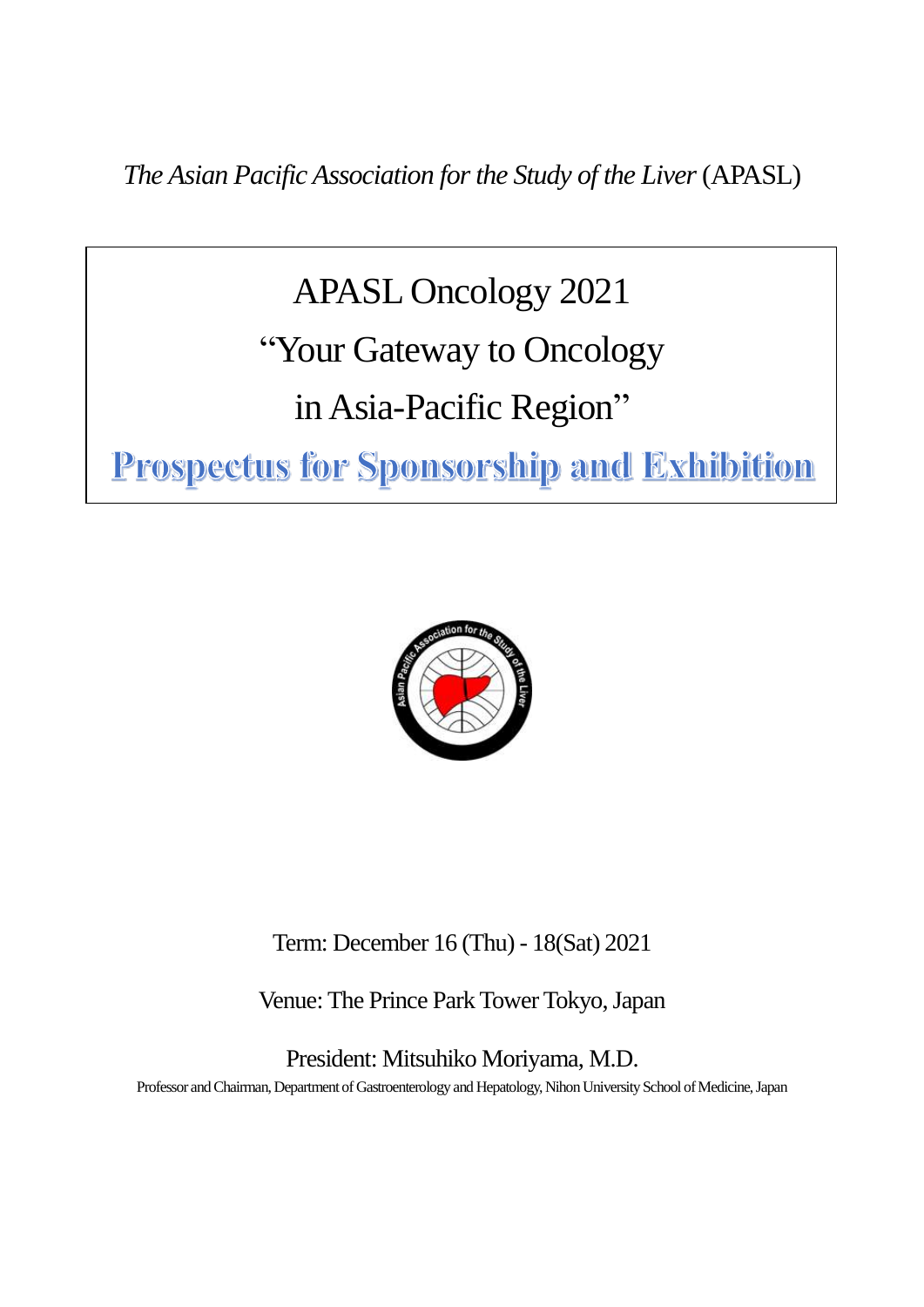*The Asian Pacific Association for the Study of the Liver* (APASL)

# APASL Oncology 2021

# “Your Gateway to Oncology in Asia-Pacific Region”

## Prospectus for Sponsorship and Exhibition

Term: December 16 (Thu) - 18(Sat) 2021

Venue: The Prince Park Tower Tokyo, Japan

President: Mitsuhiko Moriyama, M.D.

Professor and Chairman, Department of Gastroenterology and Hepatology, Nihon University School of Medicine, Japan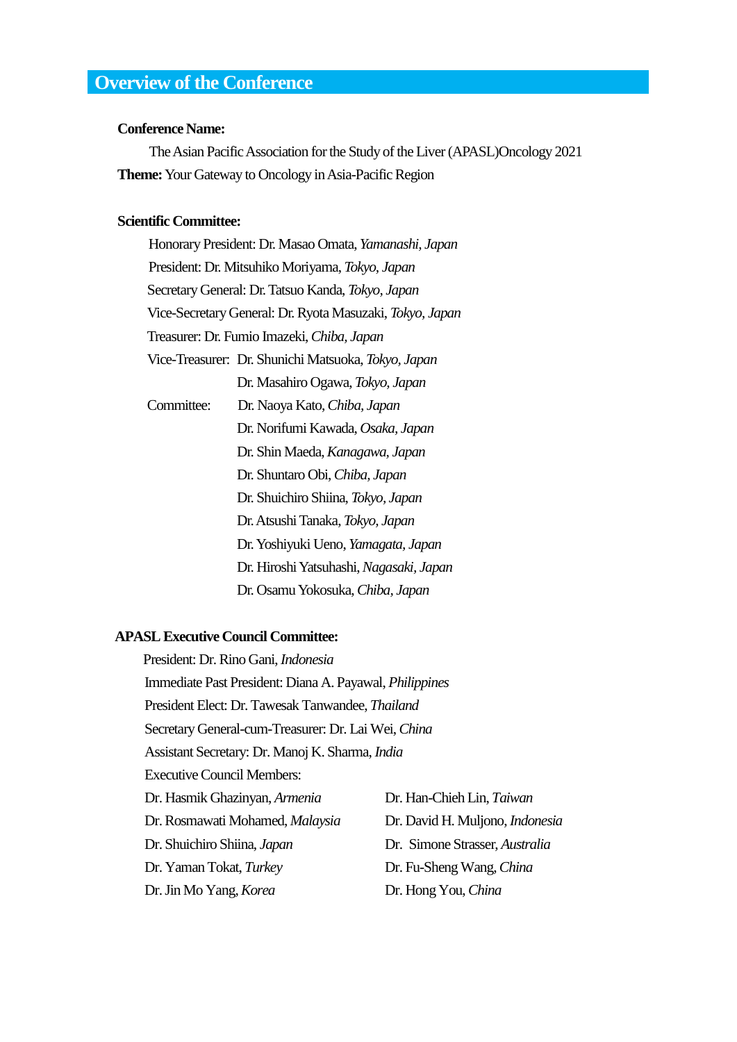## Overview of the Conference

**Conference Name:**

The Asian Pacific Association for the Study of the Liver (APASL)Oncology 2021

**Theme:** Your Gateway to Oncology in Asia-Pacific Region

**Scientific Committee:**

Honorary President: Dr. Masao Omata, *Yamanashi, Japan*

President: Dr. Mitsuhiko Moriyama, *Tokyo, Japan*

Secretary General: Dr. Tatsuo Kanda, *Tokyo, Japan*

Vice-Secretary General: Dr. Ryota Masuzaki, *Tokyo, Japan*

Treasurer: Dr. Fumio Imazeki, *Chiba, Japan*

Vice-Treasurer:
- Dr. Shunichi Matsuoka, *Tokyo, Japan*
- Dr. Masahiro Ogawa, *Tokyo, Japan*

Committee:
- Dr. Naoya Kato, *Chiba, Japan*
- Dr. Norifumi Kawada, *Osaka, Japan*
- Dr. Shin Maeda, *Kanagawa, Japan*
- Dr. Shuntaro Obi, *Chiba, Japan*
- Dr. Shuichiro Shiina, *Tokyo, Japan*
- Dr. Atsushi Tanaka, *Tokyo, Japan*
- Dr. Yoshiyuki Ueno, *Yamagata, Japan*
- Dr. Hiroshi Yatsuhashi, *Nagasaki, Japan*
- Dr. Osamu Yokosuka, *Chiba, Japan*

**APASL Executive Council Committee:**

President: Dr. Rino Gani, *Indonesia*

Immediate Past President: Diana A. Payawal, *Philippines*

President Elect: Dr. Tawesak Tanwandee, *Thailand*

Secretary General-cum-Treasurer: Dr. Lai Wei, *China*

Assistant Secretary: Dr. Manoj K. Sharma, *India*

Executive Council Members:
- Dr. Hasmik Ghazinyan, *Armenia*
- Dr. Rosmawati Mohamed, *Malaysia*
- Dr. Shuichiro Shiina, *Japan*
- Dr. Yaman Tokat, *Turkey*
- Dr. Jin Mo Yang, *Korea*
- Dr. Han-Chieh Lin, *Taiwan*
- Dr. David H. Muljono, *Indonesia*
- Dr. Simone Strasser, *Australia*
- Dr. Fu-Sheng Wang, *China*
- Dr. Hong You, *China*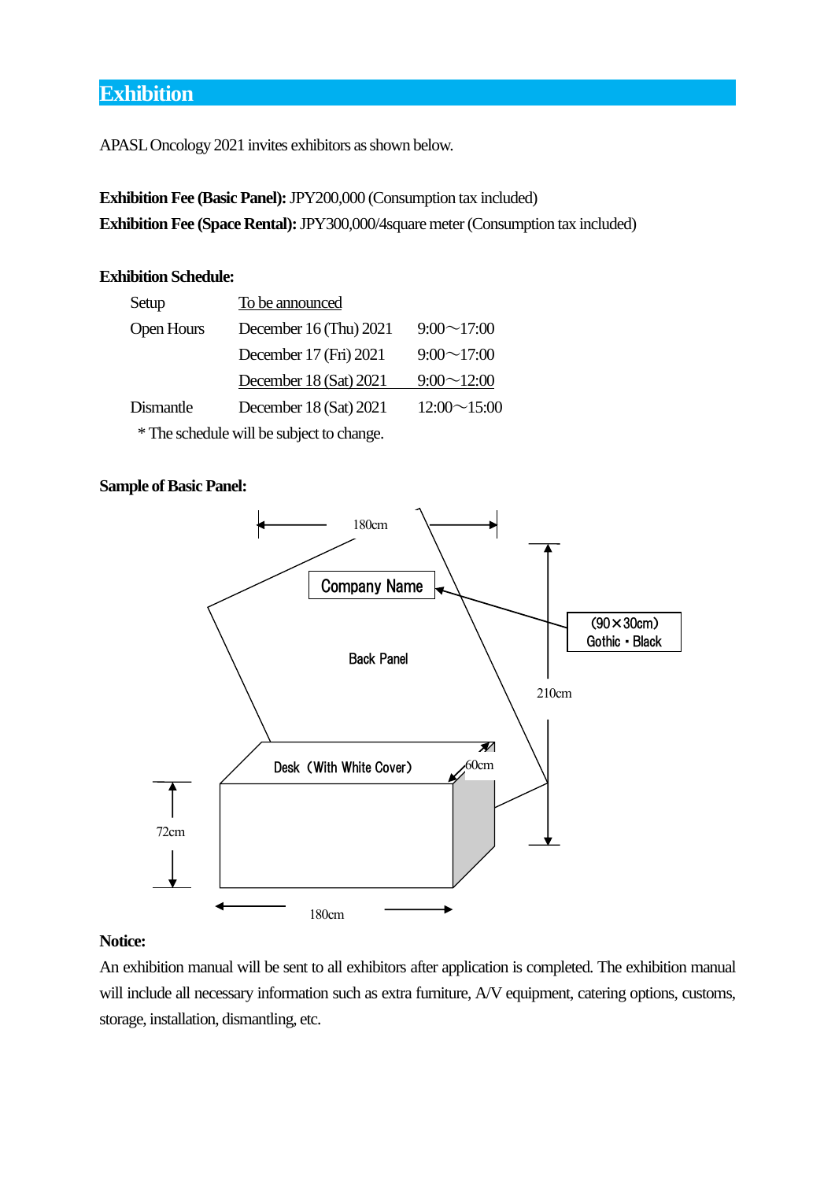# Exhibition

APASL Oncology 2021 invites exhibitors as shown below.

**Exhibition Fee (Basic Panel):** JPY200,000 (Consumption tax included)
**Exhibition Fee (Space Rental):** JPY300,000/4square meter (Consumption tax included)

**Exhibition Schedule:**

| | | |
|---|---|---|
| Setup | To be announced | |
| Open Hours | December 16 (Thu) 2021 | 9:00～17:00 |
| | December 17 (Fri) 2021 | 9:00～17:00 |
| | December 18 (Sat) 2021 | 9:00～12:00 |
| Dismantle | December 18 (Sat) 2021 | 12:00～15:00 |

\* The schedule will be subject to change.

**Sample of Basic Panel:**

180cm

Company Name

(90×30cm)
Gothic・Black

Back Panel

210cm

Desk（With White Cover）

60cm

72cm

180cm

**Notice:**
An exhibition manual will be sent to all exhibitors after application is completed. The exhibition manual will include all necessary information such as extra furniture, A/V equipment, catering options, customs, storage, installation, dismantling, etc.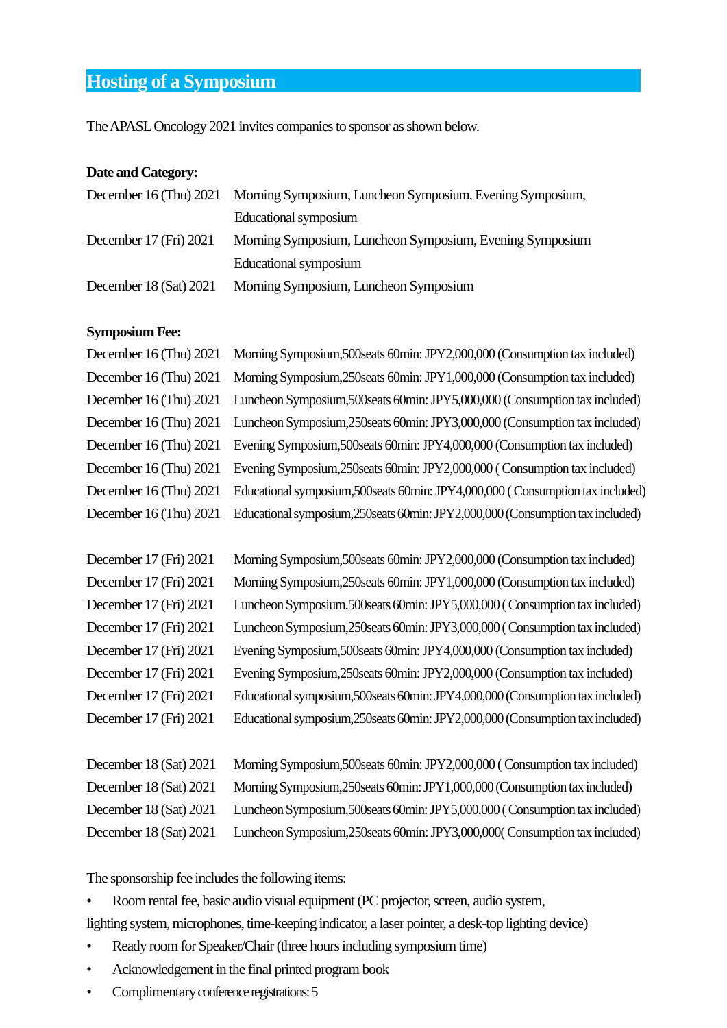## Hosting of a Symposium

The APASL Oncology 2021 invites companies to sponsor as shown below.

**Date and Category:**

December 16 (Thu) 2021 Morning Symposium, Luncheon Symposium, Evening Symposium, Educational symposium

December 17 (Fri) 2021 Morning Symposium, Luncheon Symposium, Evening Symposium Educational symposium

December 18 (Sat) 2021 Morning Symposium, Luncheon Symposium

**Symposium Fee:**

December 16 (Thu) 2021 Morning Symposium,500seats 60min: JPY2,000,000 (Consumption tax included)
December 16 (Thu) 2021 Morning Symposium,250seats 60min: JPY1,000,000 (Consumption tax included)
December 16 (Thu) 2021 Luncheon Symposium,500seats 60min: JPY5,000,000 (Consumption tax included)
December 16 (Thu) 2021 Luncheon Symposium,250seats 60min: JPY3,000,000 (Consumption tax included)
December 16 (Thu) 2021 Evening Symposium,500seats 60min: JPY4,000,000 (Consumption tax included)
December 16 (Thu) 2021 Evening Symposium,250seats 60min: JPY2,000,000 ( Consumption tax included)
December 16 (Thu) 2021 Educational symposium,500seats 60min: JPY4,000,000 ( Consumption tax included)
December 16 (Thu) 2021 Educational symposium,250seats 60min: JPY2,000,000 (Consumption tax included)

December 17 (Fri) 2021 Morning Symposium,500seats 60min: JPY2,000,000 (Consumption tax included)
December 17 (Fri) 2021 Morning Symposium,250seats 60min: JPY1,000,000 (Consumption tax included)
December 17 (Fri) 2021 Luncheon Symposium,500seats 60min: JPY5,000,000 ( Consumption tax included)
December 17 (Fri) 2021 Luncheon Symposium,250seats 60min: JPY3,000,000 ( Consumption tax included)
December 17 (Fri) 2021 Evening Symposium,500seats 60min: JPY4,000,000 (Consumption tax included)
December 17 (Fri) 2021 Evening Symposium,250seats 60min: JPY2,000,000 (Consumption tax included)
December 17 (Fri) 2021 Educational symposium,500seats 60min: JPY4,000,000 (Consumption tax included)
December 17 (Fri) 2021 Educational symposium,250seats 60min: JPY2,000,000 (Consumption tax included)

December 18 (Sat) 2021 Morning Symposium,500seats 60min: JPY2,000,000 ( Consumption tax included)
December 18 (Sat) 2021 Morning Symposium,250seats 60min: JPY1,000,000 (Consumption tax included)
December 18 (Sat) 2021 Luncheon Symposium,500seats 60min: JPY5,000,000 ( Consumption tax included)
December 18 (Sat) 2021 Luncheon Symposium,250seats 60min: JPY3,000,000( Consumption tax included)

The sponsorship fee includes the following items:

- Room rental fee, basic audio visual equipment (PC projector, screen, audio system, lighting system, microphones, time-keeping indicator, a laser pointer, a desk-top lighting device)
- Ready room for Speaker/Chair (three hours including symposium time)
- Acknowledgement in the final printed program book
- Complimentary conference registrations: 5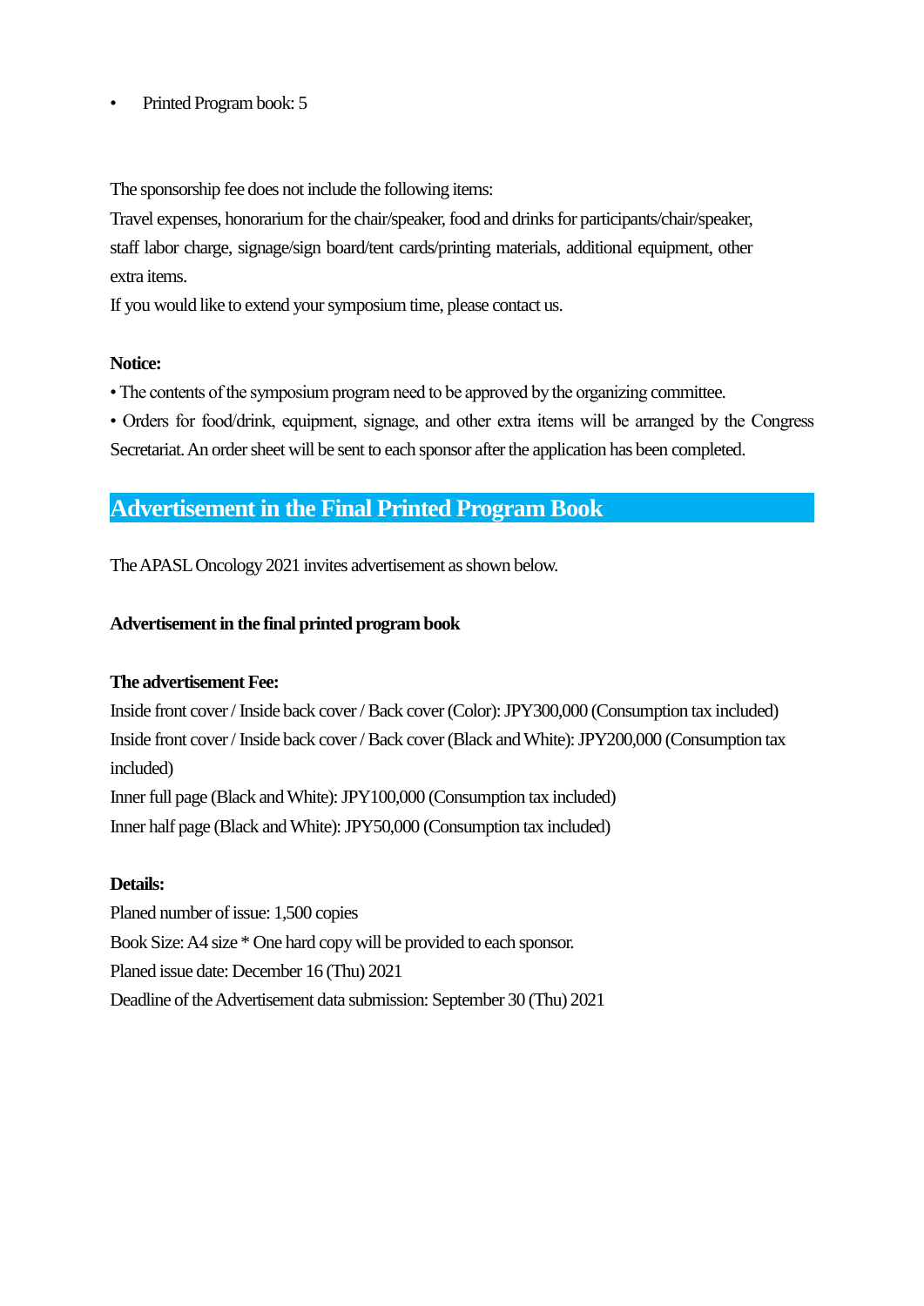- Printed Program book: 5

The sponsorship fee does not include the following items:
Travel expenses, honorarium for the chair/speaker, food and drinks for participants/chair/speaker, staff labor charge, signage/sign board/tent cards/printing materials, additional equipment, other extra items.
If you would like to extend your symposium time, please contact us.

**Notice:**
- The contents of the symposium program need to be approved by the organizing committee.
- Orders for food/drink, equipment, signage, and other extra items will be arranged by the Congress Secretariat. An order sheet will be sent to each sponsor after the application has been completed.

## Advertisement in the Final Printed Program Book

The APASL Oncology 2021 invites advertisement as shown below.

**Advertisement in the final printed program book**

**The advertisement Fee:**
Inside front cover / Inside back cover / Back cover (Color): JPY300,000 (Consumption tax included)
Inside front cover / Inside back cover / Back cover (Black and White): JPY200,000 (Consumption tax included)
Inner full page (Black and White): JPY100,000 (Consumption tax included)
Inner half page (Black and White): JPY50,000 (Consumption tax included)

**Details:**
Planed number of issue: 1,500 copies
Book Size: A4 size * One hard copy will be provided to each sponsor.
Planed issue date: December 16 (Thu) 2021
Deadline of the Advertisement data submission: September 30 (Thu) 2021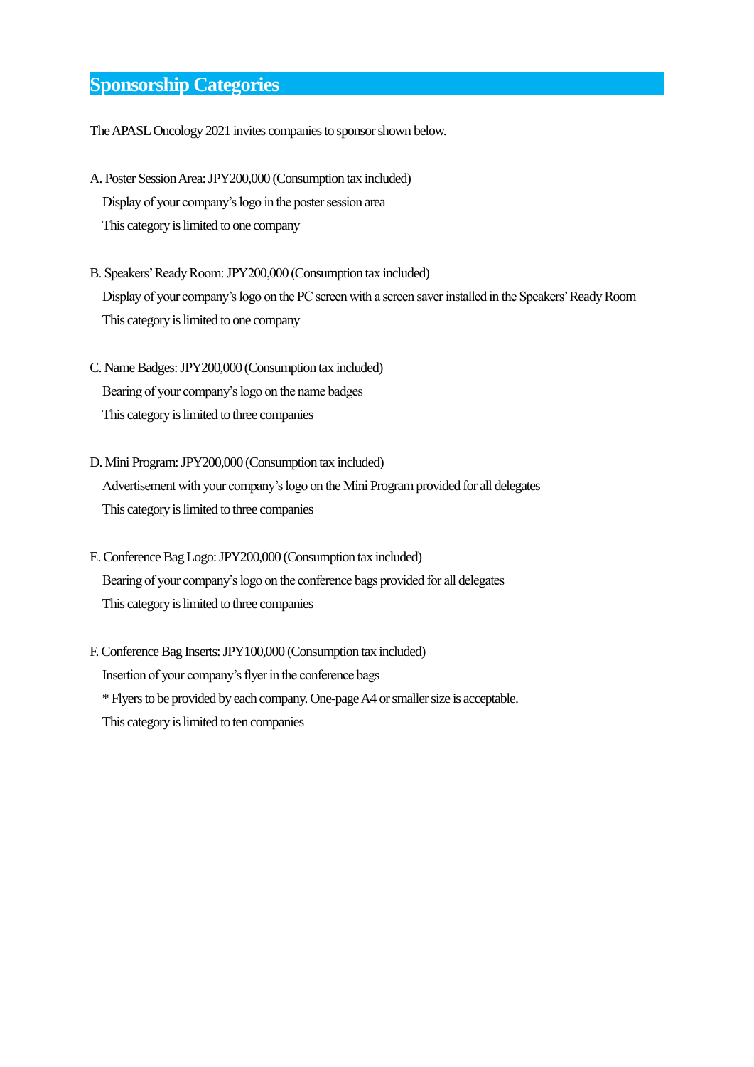## Sponsorship Categories

The APASL Oncology 2021 invites companies to sponsor shown below.

A. Poster Session Area: JPY200,000 (Consumption tax included)
Display of your company's logo in the poster session area
This category is limited to one company

B. Speakers' Ready Room: JPY200,000 (Consumption tax included)
Display of your company's logo on the PC screen with a screen saver installed in the Speakers' Ready Room
This category is limited to one company

C. Name Badges: JPY200,000 (Consumption tax included)
Bearing of your company's logo on the name badges
This category is limited to three companies

D. Mini Program: JPY200,000 (Consumption tax included)
Advertisement with your company's logo on the Mini Program provided for all delegates
This category is limited to three companies

E. Conference Bag Logo: JPY200,000 (Consumption tax included)
Bearing of your company's logo on the conference bags provided for all delegates
This category is limited to three companies

F. Conference Bag Inserts: JPY100,000 (Consumption tax included)
Insertion of your company's flyer in the conference bags
* Flyers to be provided by each company. One-page A4 or smaller size is acceptable.
This category is limited to ten companies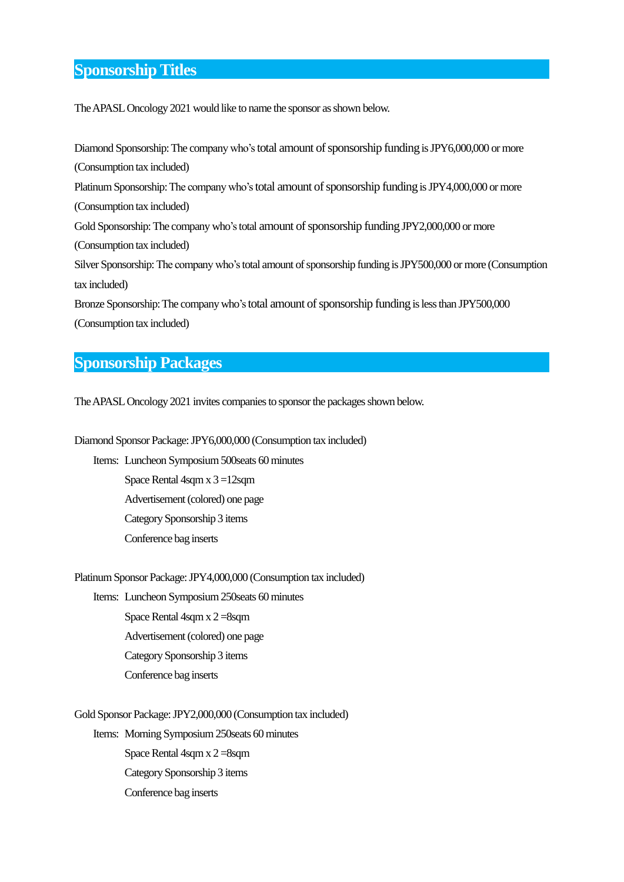## Sponsorship Titles

The APASL Oncology 2021 would like to name the sponsor as shown below.

Diamond Sponsorship: The company who's total amount of sponsorship funding is JPY6,000,000 or more (Consumption tax included)

Platinum Sponsorship: The company who's total amount of sponsorship funding is JPY4,000,000 or more (Consumption tax included)

Gold Sponsorship: The company who's total amount of sponsorship funding JPY2,000,000 or more (Consumption tax included)

Silver Sponsorship: The company who's total amount of sponsorship funding is JPY500,000 or more (Consumption tax included)

Bronze Sponsorship: The company who's total amount of sponsorship funding is less than JPY500,000 (Consumption tax included)

## Sponsorship Packages

The APASL Oncology 2021 invites companies to sponsor the packages shown below.

Diamond Sponsor Package: JPY6,000,000 (Consumption tax included)

Items:
- Luncheon Symposium 500seats 60 minutes
- Space Rental 4sqm x 3 =12sqm
- Advertisement (colored) one page
- Category Sponsorship 3 items
- Conference bag inserts

Platinum Sponsor Package: JPY4,000,000 (Consumption tax included)

Items:
- Luncheon Symposium 250seats 60 minutes
- Space Rental 4sqm x 2 =8sqm
- Advertisement (colored) one page
- Category Sponsorship 3 items
- Conference bag inserts

Gold Sponsor Package: JPY2,000,000 (Consumption tax included)

Items:
- Morning Symposium 250seats 60 minutes
- Space Rental 4sqm x 2 =8sqm
- Category Sponsorship 3 items
- Conference bag inserts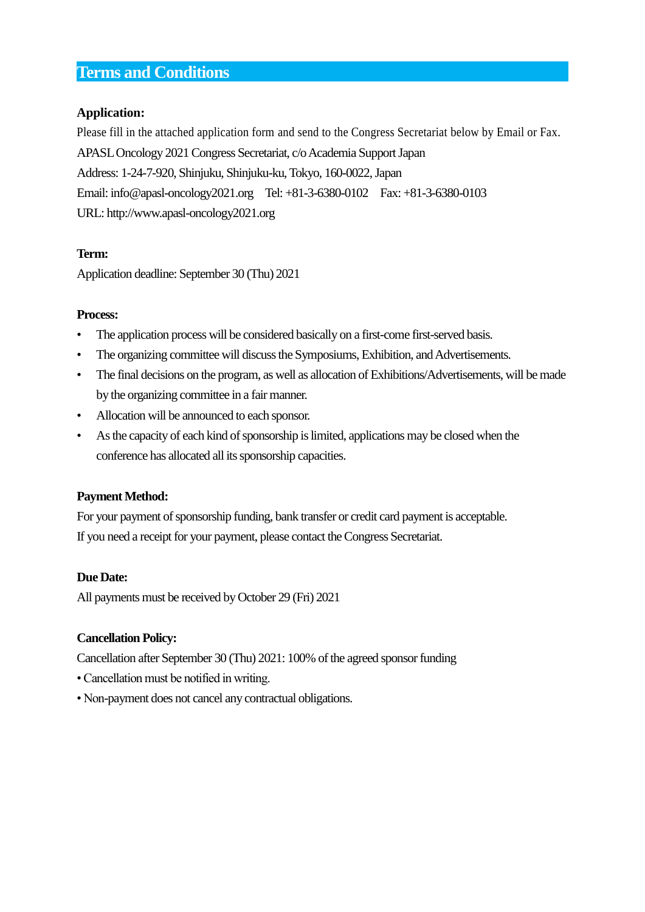## Terms and Conditions

**Application:**

Please fill in the attached application form and send to the Congress Secretariat below by Email or Fax.

APASL Oncology 2021 Congress Secretariat, c/o Academia Support Japan

Address: 1-24-7-920, Shinjuku, Shinjuku-ku, Tokyo, 160-0022, Japan

Email: info@apasl-oncology2021.org  Tel: +81-3-6380-0102  Fax: +81-3-6380-0103

URL: http://www.apasl-oncology2021.org

**Term:**

Application deadline: September 30 (Thu) 2021

**Process:**

- The application process will be considered basically on a first-come first-served basis.
- The organizing committee will discuss the Symposiums, Exhibition, and Advertisements.
- The final decisions on the program, as well as allocation of Exhibitions/Advertisements, will be made by the organizing committee in a fair manner.
- Allocation will be announced to each sponsor.
- As the capacity of each kind of sponsorship is limited, applications may be closed when the conference has allocated all its sponsorship capacities.

**Payment Method:**

For your payment of sponsorship funding, bank transfer or credit card payment is acceptable.

If you need a receipt for your payment, please contact the Congress Secretariat.

**Due Date:**

All payments must be received by October 29 (Fri) 2021

**Cancellation Policy:**

Cancellation after September 30 (Thu) 2021: 100% of the agreed sponsor funding

- Cancellation must be notified in writing.
- Non-payment does not cancel any contractual obligations.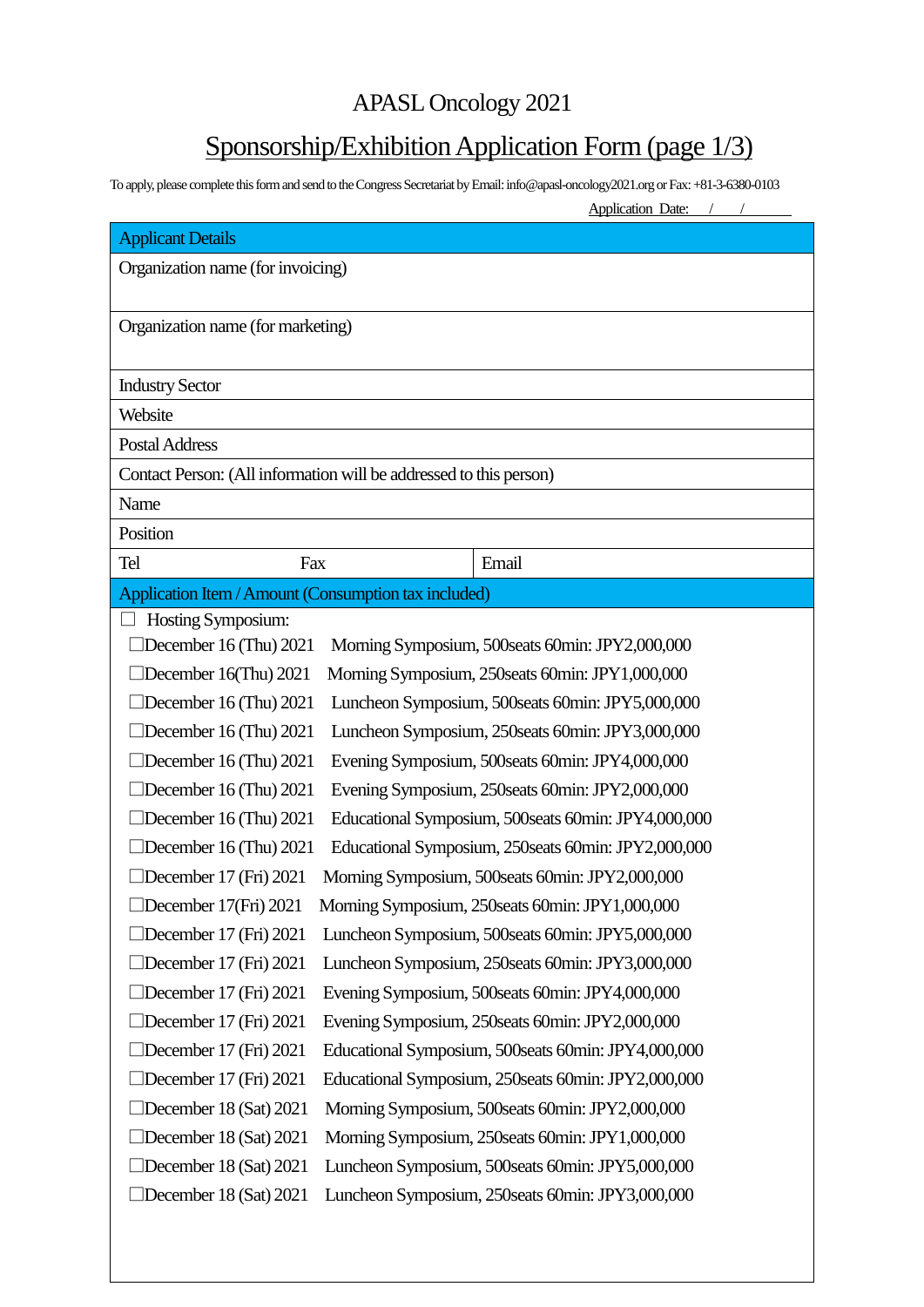# APASL Oncology 2021

## Sponsorship/Exhibition Application Form (page 1/3)

To apply, please complete this form and send to the Congress Secretariat by Email: info@apasl-oncology2021.org or Fax: +81-3-6380-0103

Application Date: / /

| Applicant Details | |
|---|---|
| Organization name (for invoicing) | |
| Organization name (for marketing) | |
| Industry Sector | |
| Website | |
| Postal Address | |
| Contact Person: (All information will be addressed to this person) | |
| Name | |
| Position | |
| Tel Fax | Email |

**Application Item / Amount (Consumption tax included)**

☐ Hosting Symposium:

- ☐December 16 (Thu) 2021 Morning Symposium, 500seats 60min: JPY2,000,000
- ☐December 16(Thu) 2021 Morning Symposium, 250seats 60min: JPY1,000,000
- ☐December 16 (Thu) 2021 Luncheon Symposium, 500seats 60min: JPY5,000,000
- ☐December 16 (Thu) 2021 Luncheon Symposium, 250seats 60min: JPY3,000,000
- ☐December 16 (Thu) 2021 Evening Symposium, 500seats 60min: JPY4,000,000
- ☐December 16 (Thu) 2021 Evening Symposium, 250seats 60min: JPY2,000,000
- ☐December 16 (Thu) 2021 Educational Symposium, 500seats 60min: JPY4,000,000
- ☐December 16 (Thu) 2021 Educational Symposium, 250seats 60min: JPY2,000,000
- ☐December 17 (Fri) 2021 Morning Symposium, 500seats 60min: JPY2,000,000
- ☐December 17(Fri) 2021 Morning Symposium, 250seats 60min: JPY1,000,000
- ☐December 17 (Fri) 2021 Luncheon Symposium, 500seats 60min: JPY5,000,000
- ☐December 17 (Fri) 2021 Luncheon Symposium, 250seats 60min: JPY3,000,000
- ☐December 17 (Fri) 2021 Evening Symposium, 500seats 60min: JPY4,000,000
- ☐December 17 (Fri) 2021 Evening Symposium, 250seats 60min: JPY2,000,000
- ☐December 17 (Fri) 2021 Educational Symposium, 500seats 60min: JPY4,000,000
- ☐December 17 (Fri) 2021 Educational Symposium, 250seats 60min: JPY2,000,000
- ☐December 18 (Sat) 2021 Morning Symposium, 500seats 60min: JPY2,000,000
- ☐December 18 (Sat) 2021 Morning Symposium, 250seats 60min: JPY1,000,000
- ☐December 18 (Sat) 2021 Luncheon Symposium, 500seats 60min: JPY5,000,000
- ☐December 18 (Sat) 2021 Luncheon Symposium, 250seats 60min: JPY3,000,000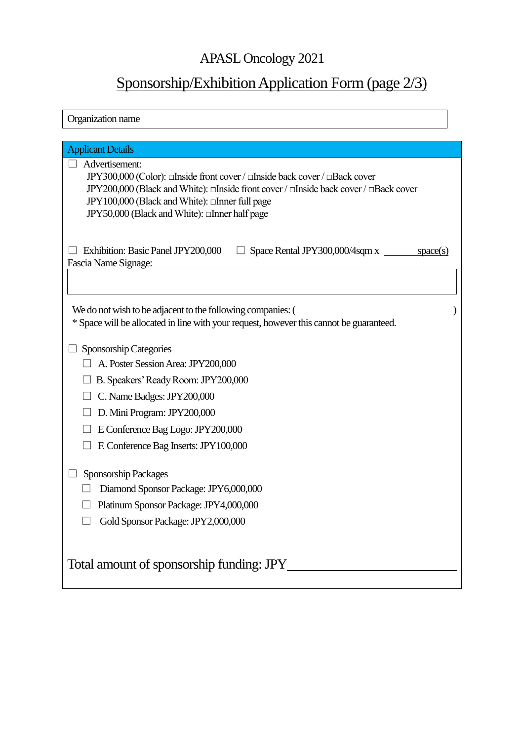# APASL Oncology 2021

## Sponsorship/Exhibition Application Form (page 2/3)

| Organization name |
|---|

**Applicant Details**

☐ Advertisement:

JPY300,000 (Color): □Inside front cover / □Inside back cover / □Back cover
JPY200,000 (Black and White): □Inside front cover / □Inside back cover / □Back cover
JPY100,000 (Black and White): □Inner full page
JPY50,000 (Black and White): □Inner half page

☐ Exhibition: Basic Panel JPY200,000 ☐ Space Rental JPY300,000/4sqm x ________ space(s)

Fascia Name Signage:

| |
|---|

We do not wish to be adjacent to the following companies: ( )
* Space will be allocated in line with your request, however this cannot be guaranteed.

☐ Sponsorship Categories

- ☐ A. Poster Session Area: JPY200,000
- ☐ B. Speakers' Ready Room: JPY200,000
- ☐ C. Name Badges: JPY200,000
- ☐ D. Mini Program: JPY200,000
- ☐ E Conference Bag Logo: JPY200,000
- ☐ F. Conference Bag Inserts: JPY100,000

☐ Sponsorship Packages

- ☐ Diamond Sponsor Package: JPY6,000,000
- ☐ Platinum Sponsor Package: JPY4,000,000
- ☐ Gold Sponsor Package: JPY2,000,000

Total amount of sponsorship funding: JPY________________________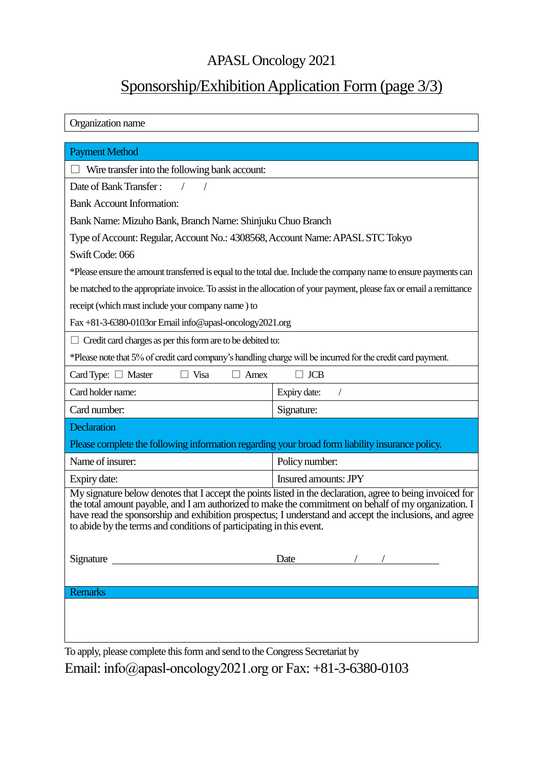# APASL Oncology 2021

## Sponsorship/Exhibition Application Form (page 3/3)

| Organization name | |
|---|---|

**Payment Method**

☐ Wire transfer into the following bank account:

Date of Bank Transfer :  /  /

Bank Account Information:

Bank Name: Mizuho Bank, Branch Name: Shinjuku Chuo Branch

Type of Account: Regular, Account No.: 4308568, Account Name: APASL STC Tokyo

Swift Code: 066

*Please ensure the amount transferred is equal to the total due. Include the company name to ensure payments can be matched to the appropriate invoice. To assist in the allocation of your payment, please fax or email a remittance receipt (which must include your company name ) to

Fax +81-3-6380-0103or Email info@apasl-oncology2021.org

☐ Credit card charges as per this form are to be debited to:

*Please note that 5% of credit card company's handling charge will be incurred for the credit card payment.

Card Type: ☐ Master ☐ Visa ☐ Amex ☐ JCB

| | |
|---|---|
| Card holder name: | Expiry date:  / |
| Card number: | Signature: |

**Declaration**

Please complete the following information regarding your broad form liability insurance policy.

| | |
|---|---|
| Name of insurer: | Policy number: |
| Expiry date: | Insured amounts: JPY |

My signature below denotes that I accept the points listed in the declaration, agree to being invoiced for the total amount payable, and I am authorized to make the commitment on behalf of my organization. I have read the sponsorship and exhibition prospectus; I understand and accept the inclusions, and agree to abide by the terms and conditions of participating in this event.

Signature ______________________________ Date  /  /

**Remarks**

To apply, please complete this form and send to the Congress Secretariat by

Email: info@apasl-oncology2021.org or Fax: +81-3-6380-0103